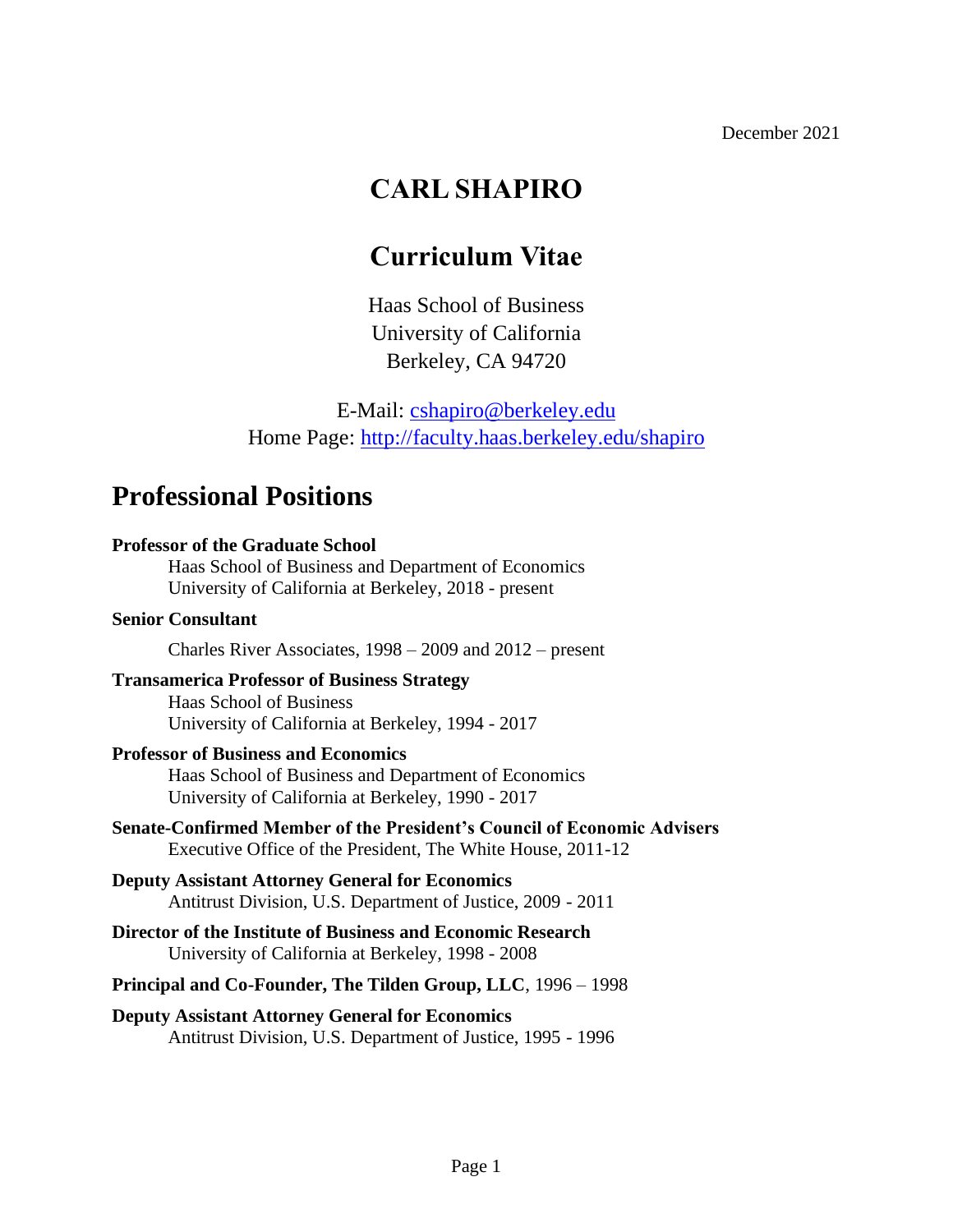December 2021

# CARL SHAPIRO

# Curriculum Vitae

Haas School of Business
University of California
Berkeley, CA 94720

E-Mail: [cshapiro@berkeley.edu](mailto:cshapiro@berkeley.edu)
Home Page: [http://faculty.haas.berkeley.edu/shapiro](http://faculty.haas.berkeley.edu/shapiro)

## Professional Positions

**Professor of the Graduate School**
Haas School of Business and Department of Economics
University of California at Berkeley, 2018 - present

**Senior Consultant**
Charles River Associates, 1998 – 2009 and 2012 – present

**Transamerica Professor of Business Strategy**
Haas School of Business
University of California at Berkeley, 1994 - 2017

**Professor of Business and Economics**
Haas School of Business and Department of Economics
University of California at Berkeley, 1990 - 2017

**Senate-Confirmed Member of the President's Council of Economic Advisers**
Executive Office of the President, The White House, 2011-12

**Deputy Assistant Attorney General for Economics**
Antitrust Division, U.S. Department of Justice, 2009 - 2011

**Director of the Institute of Business and Economic Research**
University of California at Berkeley, 1998 - 2008

**Principal and Co-Founder, The Tilden Group, LLC**, 1996 – 1998

**Deputy Assistant Attorney General for Economics**
Antitrust Division, U.S. Department of Justice, 1995 - 1996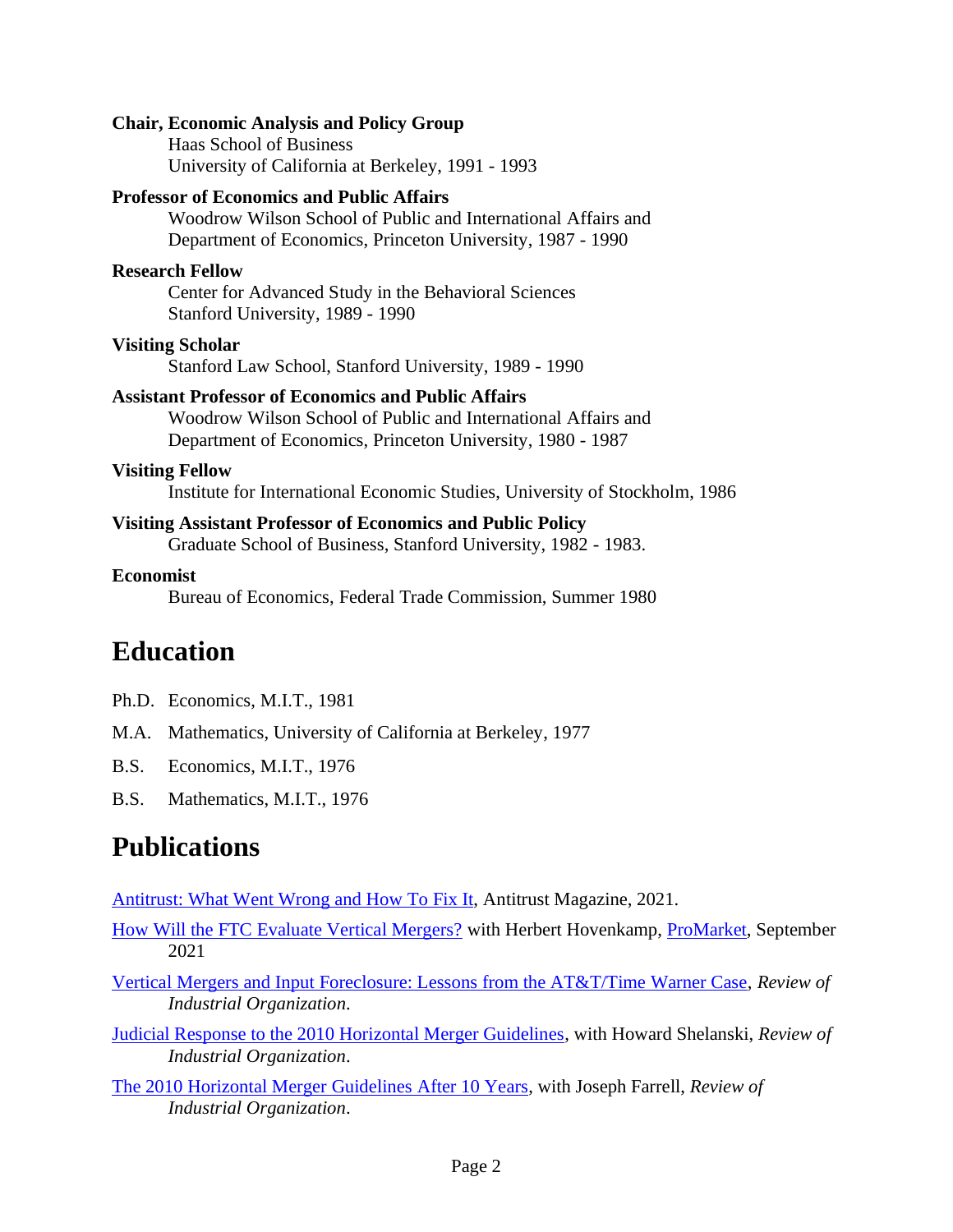**Chair, Economic Analysis and Policy Group**
Haas School of Business
University of California at Berkeley, 1991 - 1993

**Professor of Economics and Public Affairs**
Woodrow Wilson School of Public and International Affairs and
Department of Economics, Princeton University, 1987 - 1990

**Research Fellow**
Center for Advanced Study in the Behavioral Sciences
Stanford University, 1989 - 1990

**Visiting Scholar**
Stanford Law School, Stanford University, 1989 - 1990

**Assistant Professor of Economics and Public Affairs**
Woodrow Wilson School of Public and International Affairs and
Department of Economics, Princeton University, 1980 - 1987

**Visiting Fellow**
Institute for International Economic Studies, University of Stockholm, 1986

**Visiting Assistant Professor of Economics and Public Policy**
Graduate School of Business, Stanford University, 1982 - 1983.

**Economist**
Bureau of Economics, Federal Trade Commission, Summer 1980

# Education

Ph.D. Economics, M.I.T., 1981

M.A. Mathematics, University of California at Berkeley, 1977

B.S. Economics, M.I.T., 1976

B.S. Mathematics, M.I.T., 1976

# Publications

Antitrust: What Went Wrong and How To Fix It, Antitrust Magazine, 2021.

How Will the FTC Evaluate Vertical Mergers? with Herbert Hovenkamp, ProMarket, September 2021

Vertical Mergers and Input Foreclosure: Lessons from the AT&T/Time Warner Case, *Review of Industrial Organization*.

Judicial Response to the 2010 Horizontal Merger Guidelines, with Howard Shelanski, *Review of Industrial Organization*.

The 2010 Horizontal Merger Guidelines After 10 Years, with Joseph Farrell, *Review of Industrial Organization*.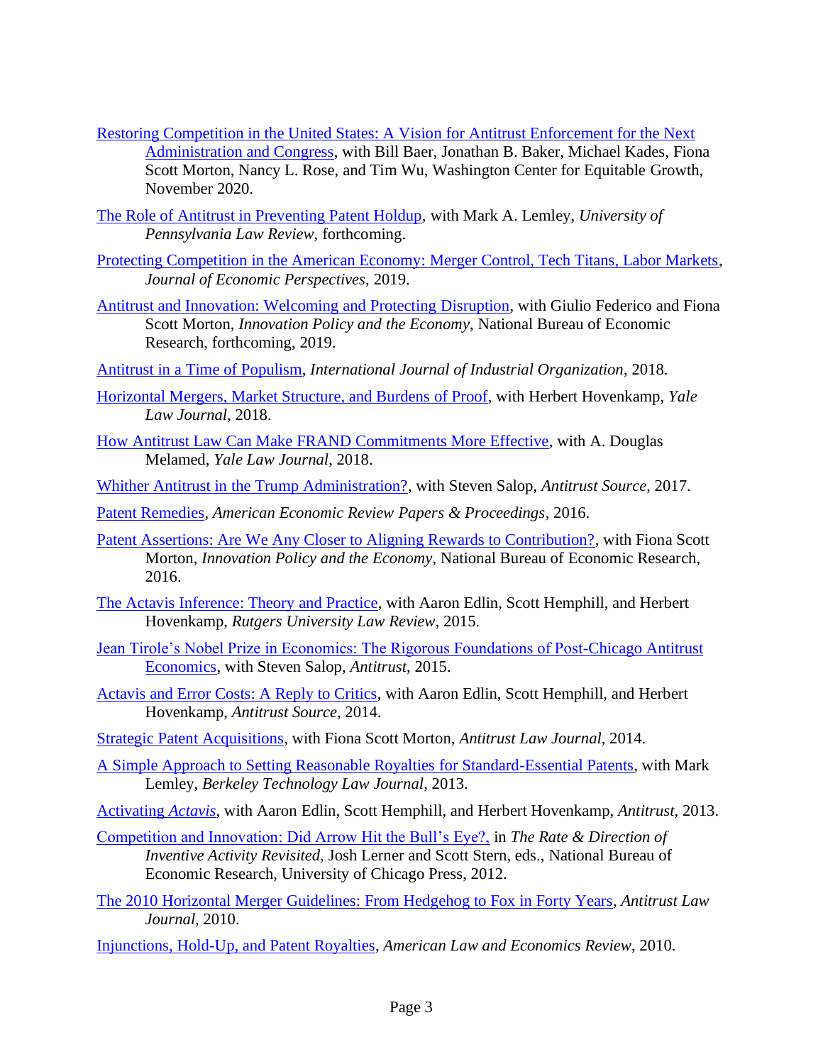[Restoring Competition in the United States: A Vision for Antitrust Enforcement for the Next Administration and Congress], with Bill Baer, Jonathan B. Baker, Michael Kades, Fiona Scott Morton, Nancy L. Rose, and Tim Wu, Washington Center for Equitable Growth, November 2020.

[The Role of Antitrust in Preventing Patent Holdup], with Mark A. Lemley, *University of Pennsylvania Law Review*, forthcoming.

[Protecting Competition in the American Economy: Merger Control, Tech Titans, Labor Markets], *Journal of Economic Perspectives*, 2019.

[Antitrust and Innovation: Welcoming and Protecting Disruption], with Giulio Federico and Fiona Scott Morton, *Innovation Policy and the Economy*, National Bureau of Economic Research, forthcoming, 2019.

[Antitrust in a Time of Populism], *International Journal of Industrial Organization*, 2018.

[Horizontal Mergers, Market Structure, and Burdens of Proof], with Herbert Hovenkamp, *Yale Law Journal*, 2018.

[How Antitrust Law Can Make FRAND Commitments More Effective], with A. Douglas Melamed, *Yale Law Journal*, 2018.

[Whither Antitrust in the Trump Administration?], with Steven Salop, *Antitrust Source*, 2017.

[Patent Remedies], *American Economic Review Papers & Proceedings*, 2016.

[Patent Assertions: Are We Any Closer to Aligning Rewards to Contribution?], with Fiona Scott Morton, *Innovation Policy and the Economy*, National Bureau of Economic Research, 2016.

[The Actavis Inference: Theory and Practice], with Aaron Edlin, Scott Hemphill, and Herbert Hovenkamp, *Rutgers University Law Review*, 2015.

[Jean Tirole's Nobel Prize in Economics: The Rigorous Foundations of Post-Chicago Antitrust Economics], with Steven Salop, *Antitrust*, 2015.

[Actavis and Error Costs: A Reply to Critics], with Aaron Edlin, Scott Hemphill, and Herbert Hovenkamp, *Antitrust Source*, 2014.

[Strategic Patent Acquisitions], with Fiona Scott Morton, *Antitrust Law Journal*, 2014.

[A Simple Approach to Setting Reasonable Royalties for Standard-Essential Patents], with Mark Lemley, *Berkeley Technology Law Journal*, 2013.

[Activating *Actavis*], with Aaron Edlin, Scott Hemphill, and Herbert Hovenkamp, *Antitrust*, 2013.

[Competition and Innovation: Did Arrow Hit the Bull's Eye?,] in *The Rate & Direction of Inventive Activity Revisited*, Josh Lerner and Scott Stern, eds., National Bureau of Economic Research, University of Chicago Press, 2012.

[The 2010 Horizontal Merger Guidelines: From Hedgehog to Fox in Forty Years], *Antitrust Law Journal*, 2010.

[Injunctions, Hold-Up, and Patent Royalties], *American Law and Economics Review*, 2010.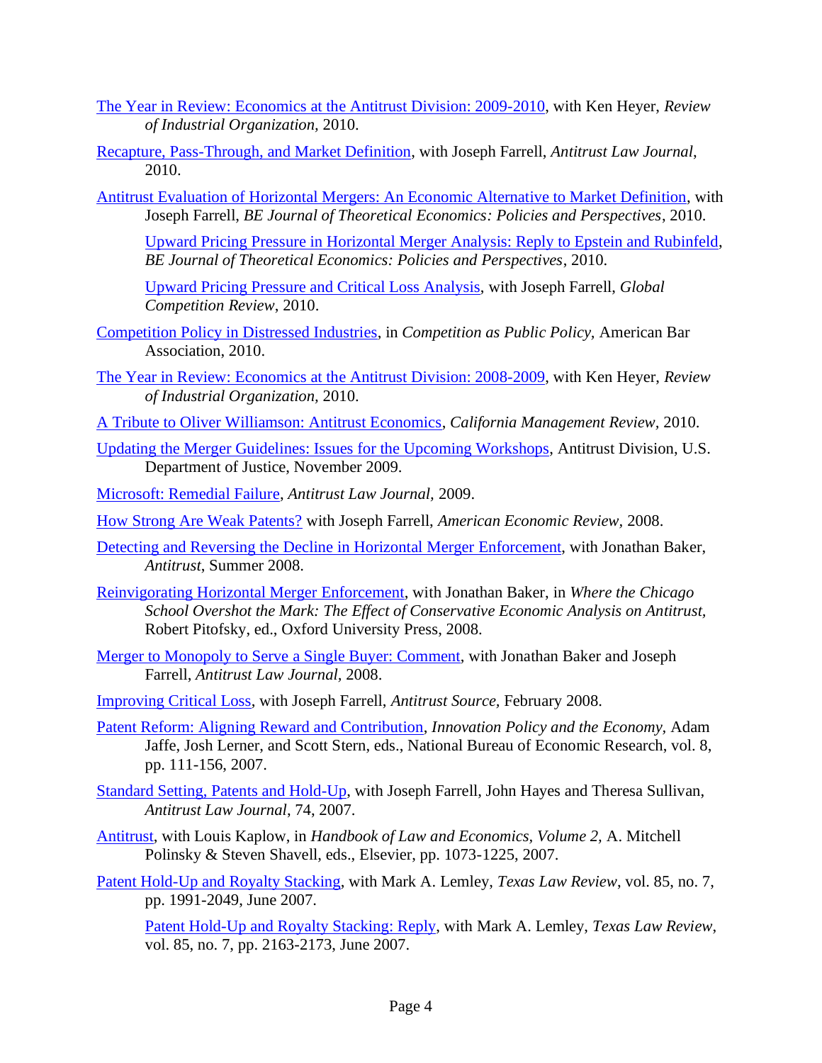The Year in Review: Economics at the Antitrust Division: 2009-2010, with Ken Heyer, *Review of Industrial Organization*, 2010.

Recapture, Pass-Through, and Market Definition, with Joseph Farrell, *Antitrust Law Journal*, 2010.

Antitrust Evaluation of Horizontal Mergers: An Economic Alternative to Market Definition, with Joseph Farrell, *BE Journal of Theoretical Economics: Policies and Perspectives*, 2010.

> Upward Pricing Pressure in Horizontal Merger Analysis: Reply to Epstein and Rubinfeld, *BE Journal of Theoretical Economics: Policies and Perspectives*, 2010.
>
> Upward Pricing Pressure and Critical Loss Analysis, with Joseph Farrell, *Global Competition Review*, 2010.

Competition Policy in Distressed Industries, in *Competition as Public Policy,* American Bar Association, 2010.

The Year in Review: Economics at the Antitrust Division: 2008-2009, with Ken Heyer, *Review of Industrial Organization,* 2010.

A Tribute to Oliver Williamson: Antitrust Economics, *California Management Review*, 2010.

Updating the Merger Guidelines: Issues for the Upcoming Workshops, Antitrust Division, U.S. Department of Justice, November 2009.

Microsoft: Remedial Failure, *Antitrust Law Journal*, 2009.

How Strong Are Weak Patents? with Joseph Farrell, *American Economic Review,* 2008.

Detecting and Reversing the Decline in Horizontal Merger Enforcement, with Jonathan Baker, *Antitrust*, Summer 2008.

Reinvigorating Horizontal Merger Enforcement, with Jonathan Baker, in *Where the Chicago School Overshot the Mark: The Effect of Conservative Economic Analysis on Antitrust,* Robert Pitofsky, ed., Oxford University Press, 2008.

Merger to Monopoly to Serve a Single Buyer: Comment, with Jonathan Baker and Joseph Farrell, *Antitrust Law Journal*, 2008.

Improving Critical Loss, with Joseph Farrell, *Antitrust Source,* February 2008.

Patent Reform: Aligning Reward and Contribution, *Innovation Policy and the Economy,* Adam Jaffe, Josh Lerner, and Scott Stern, eds., National Bureau of Economic Research, vol. 8, pp. 111-156, 2007.

Standard Setting, Patents and Hold-Up, with Joseph Farrell, John Hayes and Theresa Sullivan, *Antitrust Law Journal*, 74, 2007.

Antitrust, with Louis Kaplow, in *Handbook of Law and Economics, Volume 2,* A. Mitchell Polinsky & Steven Shavell, eds., Elsevier, pp. 1073-1225, 2007.

Patent Hold-Up and Royalty Stacking, with Mark A. Lemley, *Texas Law Review*, vol. 85, no. 7, pp. 1991-2049, June 2007.

> Patent Hold-Up and Royalty Stacking: Reply, with Mark A. Lemley, *Texas Law Review*, vol. 85, no. 7, pp. 2163-2173, June 2007.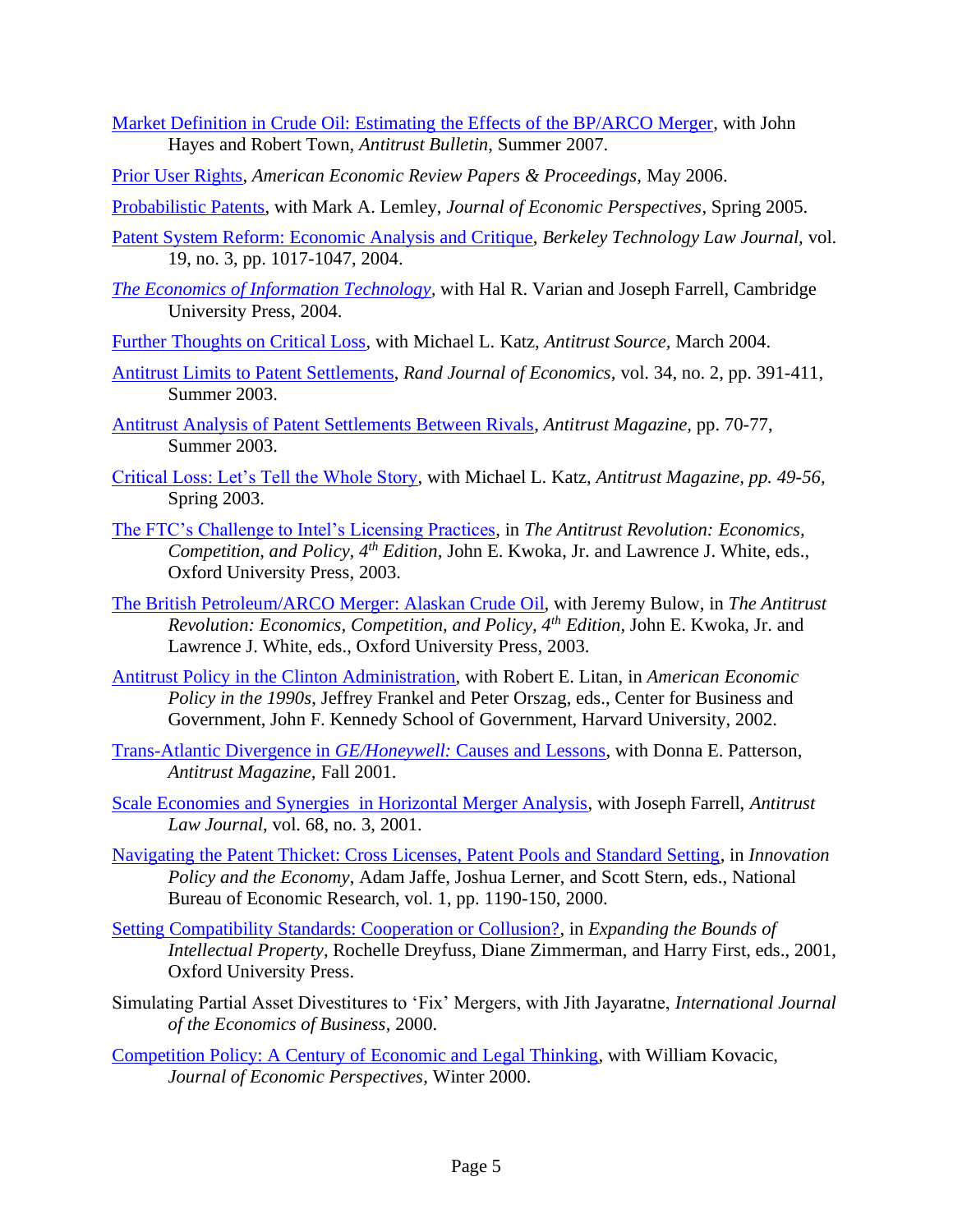Market Definition in Crude Oil: Estimating the Effects of the BP/ARCO Merger, with John Hayes and Robert Town, *Antitrust Bulletin*, Summer 2007.

Prior User Rights, *American Economic Review Papers & Proceedings*, May 2006.

Probabilistic Patents, with Mark A. Lemley, *Journal of Economic Perspectives*, Spring 2005.

Patent System Reform: Economic Analysis and Critique, *Berkeley Technology Law Journal,* vol. 19, no. 3, pp. 1017-1047, 2004.

*The Economics of Information Technology*, with Hal R. Varian and Joseph Farrell, Cambridge University Press, 2004.

Further Thoughts on Critical Loss, with Michael L. Katz, *Antitrust Source*, March 2004.

Antitrust Limits to Patent Settlements, *Rand Journal of Economics*, vol. 34, no. 2, pp. 391-411, Summer 2003.

Antitrust Analysis of Patent Settlements Between Rivals, *Antitrust Magazine,* pp. 70-77, Summer 2003.

Critical Loss: Let's Tell the Whole Story, with Michael L. Katz, *Antitrust Magazine, pp. 49-56,* Spring 2003.

The FTC's Challenge to Intel's Licensing Practices, in *The Antitrust Revolution: Economics, Competition, and Policy, 4th Edition,* John E. Kwoka, Jr. and Lawrence J. White, eds., Oxford University Press, 2003.

The British Petroleum/ARCO Merger: Alaskan Crude Oil, with Jeremy Bulow, in *The Antitrust Revolution: Economics, Competition, and Policy, 4th Edition*, John E. Kwoka, Jr. and Lawrence J. White, eds., Oxford University Press, 2003.

Antitrust Policy in the Clinton Administration, with Robert E. Litan, in *American Economic Policy in the 1990s*, Jeffrey Frankel and Peter Orszag, eds., Center for Business and Government, John F. Kennedy School of Government, Harvard University, 2002.

Trans-Atlantic Divergence in *GE/Honeywell:* Causes and Lessons, with Donna E. Patterson, *Antitrust Magazine,* Fall 2001.

Scale Economies and Synergies in Horizontal Merger Analysis, with Joseph Farrell, *Antitrust Law Journal*, vol. 68, no. 3, 2001.

Navigating the Patent Thicket: Cross Licenses, Patent Pools and Standard Setting, in *Innovation Policy and the Economy*, Adam Jaffe, Joshua Lerner, and Scott Stern, eds., National Bureau of Economic Research, vol. 1, pp. 1190-150, 2000.

Setting Compatibility Standards: Cooperation or Collusion?, in *Expanding the Bounds of Intellectual Property*, Rochelle Dreyfuss, Diane Zimmerman, and Harry First, eds., 2001, Oxford University Press.

Simulating Partial Asset Divestitures to 'Fix' Mergers, with Jith Jayaratne, *International Journal of the Economics of Business*, 2000.

Competition Policy: A Century of Economic and Legal Thinking, with William Kovacic, *Journal of Economic Perspectives*, Winter 2000.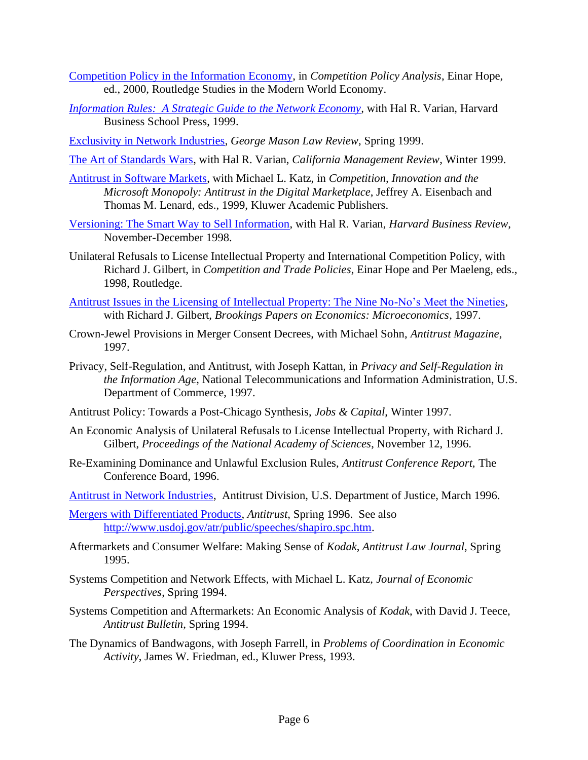Competition Policy in the Information Economy, in *Competition Policy Analysis*, Einar Hope, ed., 2000, Routledge Studies in the Modern World Economy.

*Information Rules: A Strategic Guide to the Network Economy*, with Hal R. Varian, Harvard Business School Press, 1999.

Exclusivity in Network Industries, *George Mason Law Review*, Spring 1999.

The Art of Standards Wars, with Hal R. Varian, *California Management Review*, Winter 1999.

Antitrust in Software Markets, with Michael L. Katz, in *Competition, Innovation and the Microsoft Monopoly: Antitrust in the Digital Marketplace*, Jeffrey A. Eisenbach and Thomas M. Lenard, eds., 1999, Kluwer Academic Publishers.

Versioning: The Smart Way to Sell Information, with Hal R. Varian, *Harvard Business Review*, November-December 1998.

Unilateral Refusals to License Intellectual Property and International Competition Policy, with Richard J. Gilbert, in *Competition and Trade Policies*, Einar Hope and Per Maeleng, eds., 1998, Routledge.

Antitrust Issues in the Licensing of Intellectual Property: The Nine No-No's Meet the Nineties, with Richard J. Gilbert, *Brookings Papers on Economics: Microeconomics*, 1997.

Crown-Jewel Provisions in Merger Consent Decrees, with Michael Sohn, *Antitrust Magazine*, 1997.

Privacy, Self-Regulation, and Antitrust, with Joseph Kattan, in *Privacy and Self-Regulation in the Information Age*, National Telecommunications and Information Administration, U.S. Department of Commerce, 1997.

Antitrust Policy: Towards a Post-Chicago Synthesis, *Jobs & Capital*, Winter 1997.

An Economic Analysis of Unilateral Refusals to License Intellectual Property, with Richard J. Gilbert, *Proceedings of the National Academy of Sciences*, November 12, 1996.

Re-Examining Dominance and Unlawful Exclusion Rules, *Antitrust Conference Report*, The Conference Board, 1996.

Antitrust in Network Industries, Antitrust Division, U.S. Department of Justice, March 1996.

Mergers with Differentiated Products, *Antitrust*, Spring 1996. See also http://www.usdoj.gov/atr/public/speeches/shapiro.spc.htm.

Aftermarkets and Consumer Welfare: Making Sense of *Kodak*, *Antitrust Law Journal*, Spring 1995.

Systems Competition and Network Effects, with Michael L. Katz, *Journal of Economic Perspectives*, Spring 1994.

Systems Competition and Aftermarkets: An Economic Analysis of *Kodak*, with David J. Teece, *Antitrust Bulletin*, Spring 1994.

The Dynamics of Bandwagons, with Joseph Farrell, in *Problems of Coordination in Economic Activity*, James W. Friedman, ed., Kluwer Press, 1993.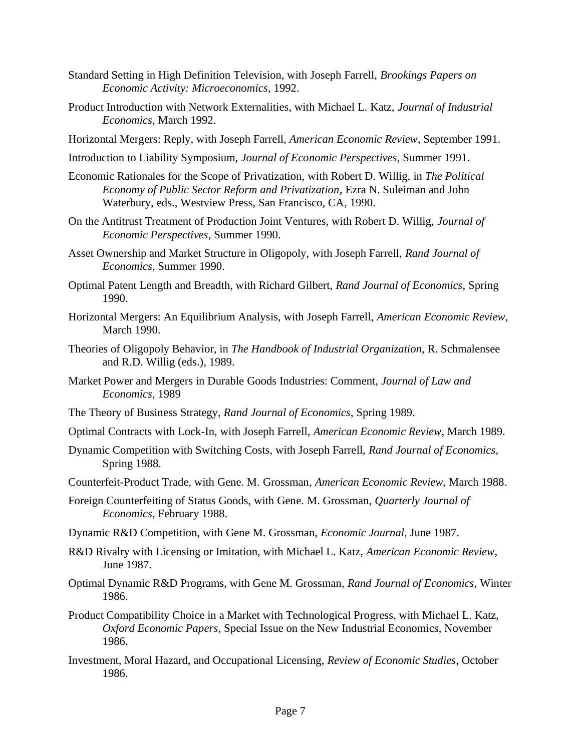Standard Setting in High Definition Television, with Joseph Farrell, *Brookings Papers on Economic Activity: Microeconomics*, 1992.

Product Introduction with Network Externalities, with Michael L. Katz, *Journal of Industrial Economics*, March 1992.

Horizontal Mergers: Reply, with Joseph Farrell, *American Economic Review*, September 1991.

Introduction to Liability Symposium, *Journal of Economic Perspectives*, Summer 1991.

Economic Rationales for the Scope of Privatization, with Robert D. Willig, in *The Political Economy of Public Sector Reform and Privatization*, Ezra N. Suleiman and John Waterbury, eds., Westview Press, San Francisco, CA, 1990.

On the Antitrust Treatment of Production Joint Ventures, with Robert D. Willig, *Journal of Economic Perspectives*, Summer 1990.

Asset Ownership and Market Structure in Oligopoly, with Joseph Farrell, *Rand Journal of Economics*, Summer 1990.

Optimal Patent Length and Breadth, with Richard Gilbert, *Rand Journal of Economics*, Spring 1990.

Horizontal Mergers: An Equilibrium Analysis, with Joseph Farrell, *American Economic Review*, March 1990.

Theories of Oligopoly Behavior, in *The Handbook of Industrial Organization*, R. Schmalensee and R.D. Willig (eds.), 1989.

Market Power and Mergers in Durable Goods Industries: Comment, *Journal of Law and Economics*, 1989

The Theory of Business Strategy, *Rand Journal of Economics*, Spring 1989.

Optimal Contracts with Lock-In, with Joseph Farrell, *American Economic Review*, March 1989.

Dynamic Competition with Switching Costs, with Joseph Farrell, *Rand Journal of Economics*, Spring 1988.

Counterfeit-Product Trade, with Gene. M. Grossman, *American Economic Review*, March 1988.

Foreign Counterfeiting of Status Goods, with Gene. M. Grossman, *Quarterly Journal of Economics*, February 1988.

Dynamic R&D Competition, with Gene M. Grossman, *Economic Journal*, June 1987.

R&D Rivalry with Licensing or Imitation, with Michael L. Katz, *American Economic Review*, June 1987.

Optimal Dynamic R&D Programs, with Gene M. Grossman, *Rand Journal of Economics*, Winter 1986.

Product Compatibility Choice in a Market with Technological Progress, with Michael L. Katz, *Oxford Economic Papers*, Special Issue on the New Industrial Economics, November 1986.

Investment, Moral Hazard, and Occupational Licensing, *Review of Economic Studies*, October 1986.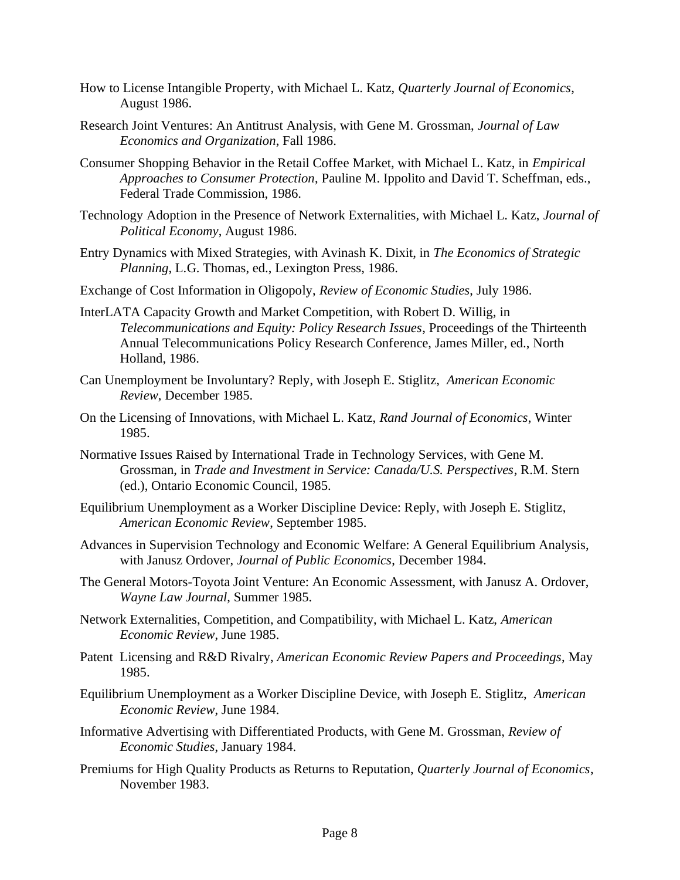How to License Intangible Property, with Michael L. Katz, *Quarterly Journal of Economics*, August 1986.

Research Joint Ventures: An Antitrust Analysis, with Gene M. Grossman, *Journal of Law Economics and Organization*, Fall 1986.

Consumer Shopping Behavior in the Retail Coffee Market, with Michael L. Katz, in *Empirical Approaches to Consumer Protection*, Pauline M. Ippolito and David T. Scheffman, eds., Federal Trade Commission, 1986.

Technology Adoption in the Presence of Network Externalities, with Michael L. Katz, *Journal of Political Economy*, August 1986.

Entry Dynamics with Mixed Strategies, with Avinash K. Dixit, in *The Economics of Strategic Planning*, L.G. Thomas, ed., Lexington Press, 1986.

Exchange of Cost Information in Oligopoly, *Review of Economic Studies*, July 1986.

InterLATA Capacity Growth and Market Competition, with Robert D. Willig, in *Telecommunications and Equity: Policy Research Issues*, Proceedings of the Thirteenth Annual Telecommunications Policy Research Conference, James Miller, ed., North Holland, 1986.

Can Unemployment be Involuntary? Reply, with Joseph E. Stiglitz, *American Economic Review*, December 1985.

On the Licensing of Innovations, with Michael L. Katz, *Rand Journal of Economics*, Winter 1985.

Normative Issues Raised by International Trade in Technology Services, with Gene M. Grossman, in *Trade and Investment in Service: Canada/U.S. Perspectives*, R.M. Stern (ed.), Ontario Economic Council, 1985.

Equilibrium Unemployment as a Worker Discipline Device: Reply, with Joseph E. Stiglitz, *American Economic Review*, September 1985.

Advances in Supervision Technology and Economic Welfare: A General Equilibrium Analysis, with Janusz Ordover, *Journal of Public Economics*, December 1984.

The General Motors-Toyota Joint Venture: An Economic Assessment, with Janusz A. Ordover, *Wayne Law Journal*, Summer 1985.

Network Externalities, Competition, and Compatibility, with Michael L. Katz, *American Economic Review*, June 1985.

Patent Licensing and R&D Rivalry, *American Economic Review Papers and Proceedings*, May 1985.

Equilibrium Unemployment as a Worker Discipline Device, with Joseph E. Stiglitz, *American Economic Review*, June 1984.

Informative Advertising with Differentiated Products, with Gene M. Grossman, *Review of Economic Studies*, January 1984.

Premiums for High Quality Products as Returns to Reputation, *Quarterly Journal of Economics*, November 1983.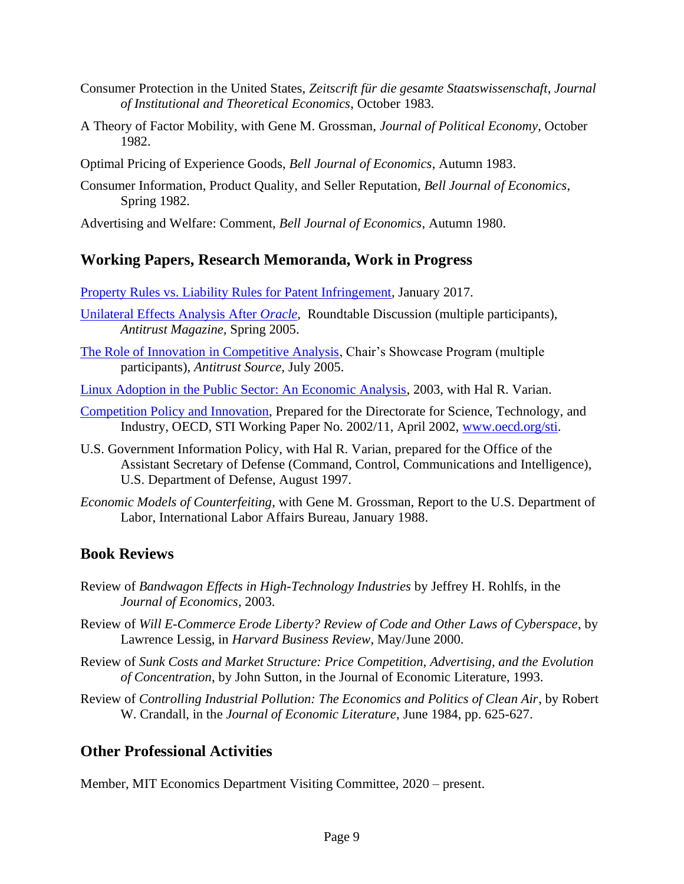Consumer Protection in the United States, *Zeitscrift für die gesamte Staatswissenschaft*, *Journal of Institutional and Theoretical Economics*, October 1983.

A Theory of Factor Mobility, with Gene M. Grossman, *Journal of Political Economy*, October 1982.

Optimal Pricing of Experience Goods, *Bell Journal of Economics*, Autumn 1983.

Consumer Information, Product Quality, and Seller Reputation, *Bell Journal of Economics*, Spring 1982.

Advertising and Welfare: Comment, *Bell Journal of Economics*, Autumn 1980.

## Working Papers, Research Memoranda, Work in Progress

Property Rules vs. Liability Rules for Patent Infringement, January 2017.

Unilateral Effects Analysis After *Oracle*, Roundtable Discussion (multiple participants), *Antitrust Magazine*, Spring 2005.

The Role of Innovation in Competitive Analysis, Chair's Showcase Program (multiple participants), *Antitrust Source*, July 2005.

Linux Adoption in the Public Sector: An Economic Analysis, 2003, with Hal R. Varian.

Competition Policy and Innovation, Prepared for the Directorate for Science, Technology, and Industry, OECD, STI Working Paper No. 2002/11, April 2002, www.oecd.org/sti.

U.S. Government Information Policy, with Hal R. Varian, prepared for the Office of the Assistant Secretary of Defense (Command, Control, Communications and Intelligence), U.S. Department of Defense, August 1997.

*Economic Models of Counterfeiting*, with Gene M. Grossman, Report to the U.S. Department of Labor, International Labor Affairs Bureau, January 1988.

## Book Reviews

Review of *Bandwagon Effects in High-Technology Industries* by Jeffrey H. Rohlfs, in the *Journal of Economics*, 2003.

Review of *Will E-Commerce Erode Liberty? Review of Code and Other Laws of Cyberspace*, by Lawrence Lessig, in *Harvard Business Review*, May/June 2000.

Review of *Sunk Costs and Market Structure: Price Competition, Advertising, and the Evolution of Concentration*, by John Sutton, in the Journal of Economic Literature, 1993.

Review of *Controlling Industrial Pollution: The Economics and Politics of Clean Air*, by Robert W. Crandall, in the *Journal of Economic Literature*, June 1984, pp. 625-627.

## Other Professional Activities

Member, MIT Economics Department Visiting Committee, 2020 – present.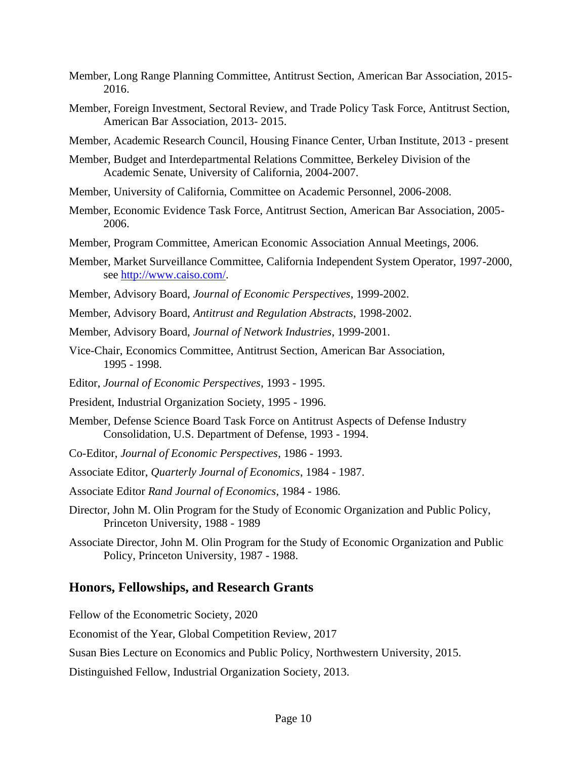Member, Long Range Planning Committee, Antitrust Section, American Bar Association, 2015-2016.

Member, Foreign Investment, Sectoral Review, and Trade Policy Task Force, Antitrust Section, American Bar Association, 2013- 2015.

Member, Academic Research Council, Housing Finance Center, Urban Institute, 2013 - present

Member, Budget and Interdepartmental Relations Committee, Berkeley Division of the Academic Senate, University of California, 2004-2007.

Member, University of California, Committee on Academic Personnel, 2006-2008.

Member, Economic Evidence Task Force, Antitrust Section, American Bar Association, 2005-2006.

Member, Program Committee, American Economic Association Annual Meetings, 2006.

Member, Market Surveillance Committee, California Independent System Operator, 1997-2000, see [http://www.caiso.com/](http://www.caiso.com/).

Member, Advisory Board, *Journal of Economic Perspectives*, 1999-2002.

Member, Advisory Board, *Antitrust and Regulation Abstracts*, 1998-2002.

Member, Advisory Board, *Journal of Network Industries*, 1999-2001.

Vice-Chair, Economics Committee, Antitrust Section, American Bar Association, 1995 - 1998.

Editor, *Journal of Economic Perspectives*, 1993 - 1995.

President, Industrial Organization Society, 1995 - 1996.

Member, Defense Science Board Task Force on Antitrust Aspects of Defense Industry Consolidation, U.S. Department of Defense, 1993 - 1994.

Co-Editor, *Journal of Economic Perspectives*, 1986 - 1993.

Associate Editor, *Quarterly Journal of Economics*, 1984 - 1987.

Associate Editor *Rand Journal of Economics*, 1984 - 1986.

Director, John M. Olin Program for the Study of Economic Organization and Public Policy, Princeton University, 1988 - 1989

Associate Director, John M. Olin Program for the Study of Economic Organization and Public Policy, Princeton University, 1987 - 1988.

## Honors, Fellowships, and Research Grants

Fellow of the Econometric Society, 2020

Economist of the Year, Global Competition Review, 2017

Susan Bies Lecture on Economics and Public Policy, Northwestern University, 2015.

Distinguished Fellow, Industrial Organization Society, 2013.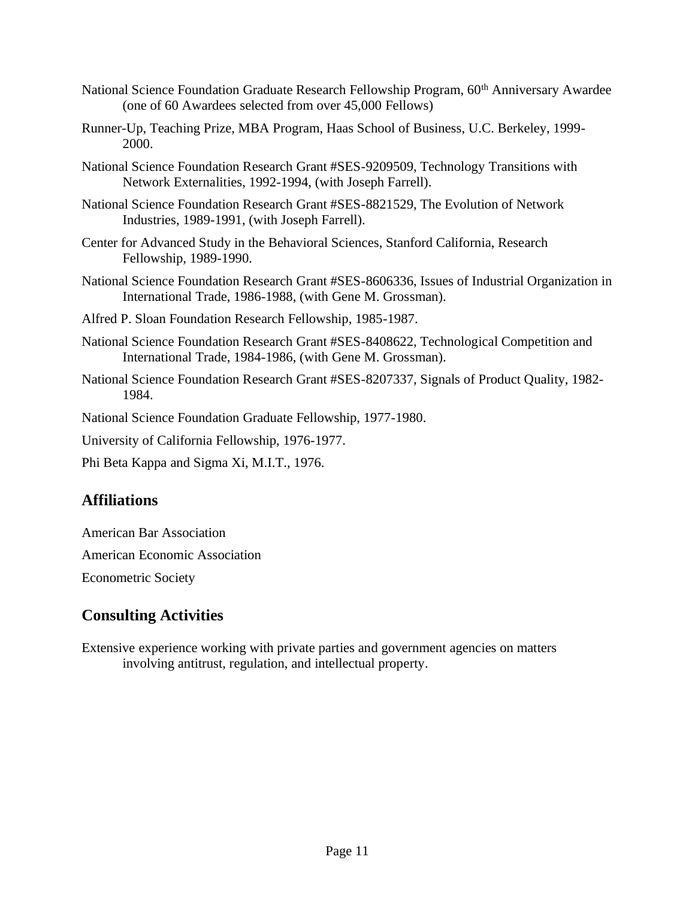National Science Foundation Graduate Research Fellowship Program, 60th Anniversary Awardee (one of 60 Awardees selected from over 45,000 Fellows)

Runner-Up, Teaching Prize, MBA Program, Haas School of Business, U.C. Berkeley, 1999-2000.

National Science Foundation Research Grant #SES-9209509, Technology Transitions with Network Externalities, 1992-1994, (with Joseph Farrell).

National Science Foundation Research Grant #SES-8821529, The Evolution of Network Industries, 1989-1991, (with Joseph Farrell).

Center for Advanced Study in the Behavioral Sciences, Stanford California, Research Fellowship, 1989-1990.

National Science Foundation Research Grant #SES-8606336, Issues of Industrial Organization in International Trade, 1986-1988, (with Gene M. Grossman).

Alfred P. Sloan Foundation Research Fellowship, 1985-1987.

National Science Foundation Research Grant #SES-8408622, Technological Competition and International Trade, 1984-1986, (with Gene M. Grossman).

National Science Foundation Research Grant #SES-8207337, Signals of Product Quality, 1982-1984.

National Science Foundation Graduate Fellowship, 1977-1980.

University of California Fellowship, 1976-1977.

Phi Beta Kappa and Sigma Xi, M.I.T., 1976.

## Affiliations

American Bar Association

American Economic Association

Econometric Society

## Consulting Activities

Extensive experience working with private parties and government agencies on matters involving antitrust, regulation, and intellectual property.